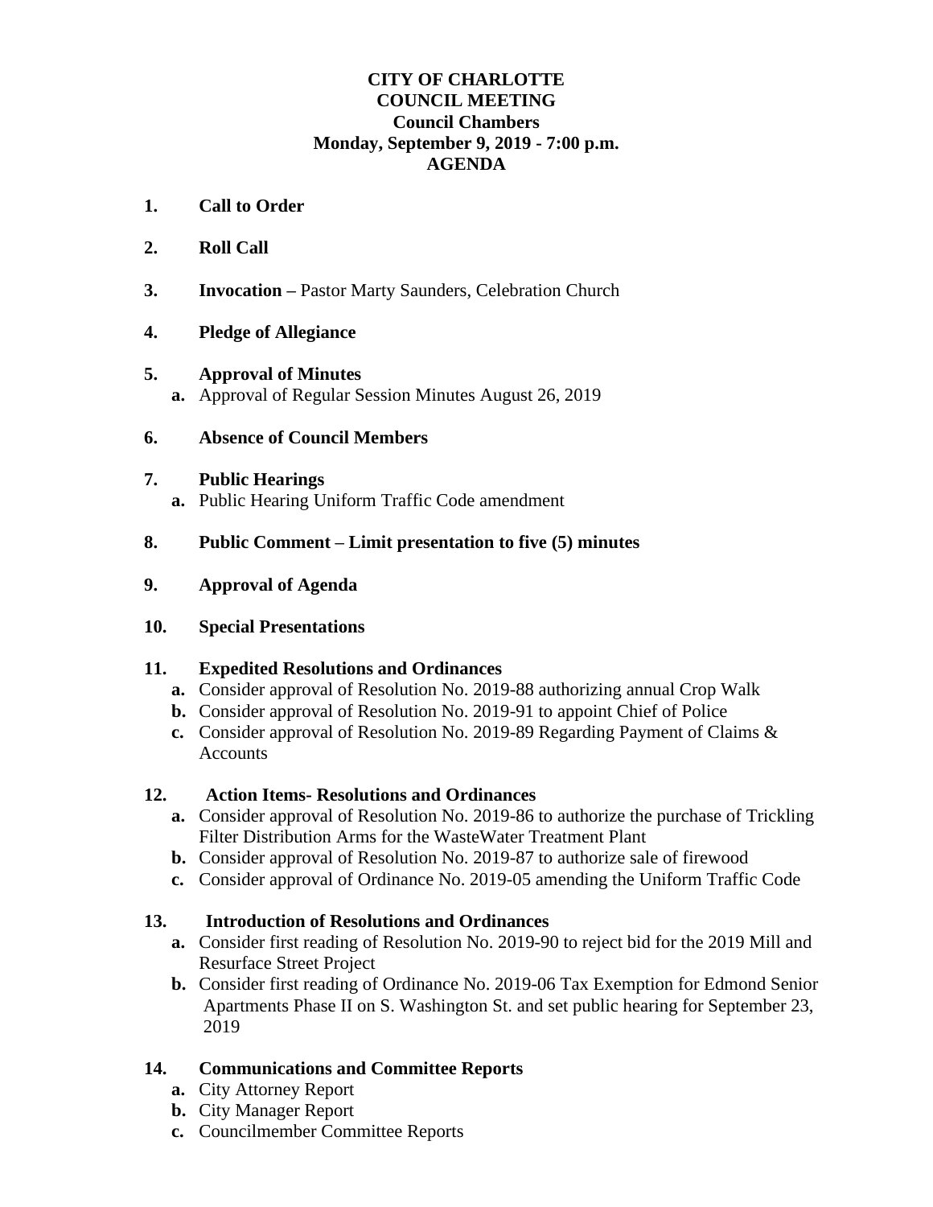**CITY OF CHARLOTTE**
**COUNCIL MEETING**
**Council Chambers**
**Monday, September 9, 2019 - 7:00 p.m.**
**AGENDA**

1. **Call to Order**

2. **Roll Call**

3. **Invocation –** Pastor Marty Saunders, Celebration Church

4. **Pledge of Allegiance**

5. **Approval of Minutes**
   - **a.** Approval of Regular Session Minutes August 26, 2019

6. **Absence of Council Members**

7. **Public Hearings**
   - **a.** Public Hearing Uniform Traffic Code amendment

8. **Public Comment – Limit presentation to five (5) minutes**

9. **Approval of Agenda**

10. **Special Presentations**

11. **Expedited Resolutions and Ordinances**
    - **a.** Consider approval of Resolution No. 2019-88 authorizing annual Crop Walk
    - **b.** Consider approval of Resolution No. 2019-91 to appoint Chief of Police
    - **c.** Consider approval of Resolution No. 2019-89 Regarding Payment of Claims & Accounts

12. **Action Items- Resolutions and Ordinances**
    - **a.** Consider approval of Resolution No. 2019-86 to authorize the purchase of Trickling Filter Distribution Arms for the WasteWater Treatment Plant
    - **b.** Consider approval of Resolution No. 2019-87 to authorize sale of firewood
    - **c.** Consider approval of Ordinance No. 2019-05 amending the Uniform Traffic Code

13. **Introduction of Resolutions and Ordinances**
    - **a.** Consider first reading of Resolution No. 2019-90 to reject bid for the 2019 Mill and Resurface Street Project
    - **b.** Consider first reading of Ordinance No. 2019-06 Tax Exemption for Edmond Senior Apartments Phase II on S. Washington St. and set public hearing for September 23, 2019

14. **Communications and Committee Reports**
    - **a.** City Attorney Report
    - **b.** City Manager Report
    - **c.** Councilmember Committee Reports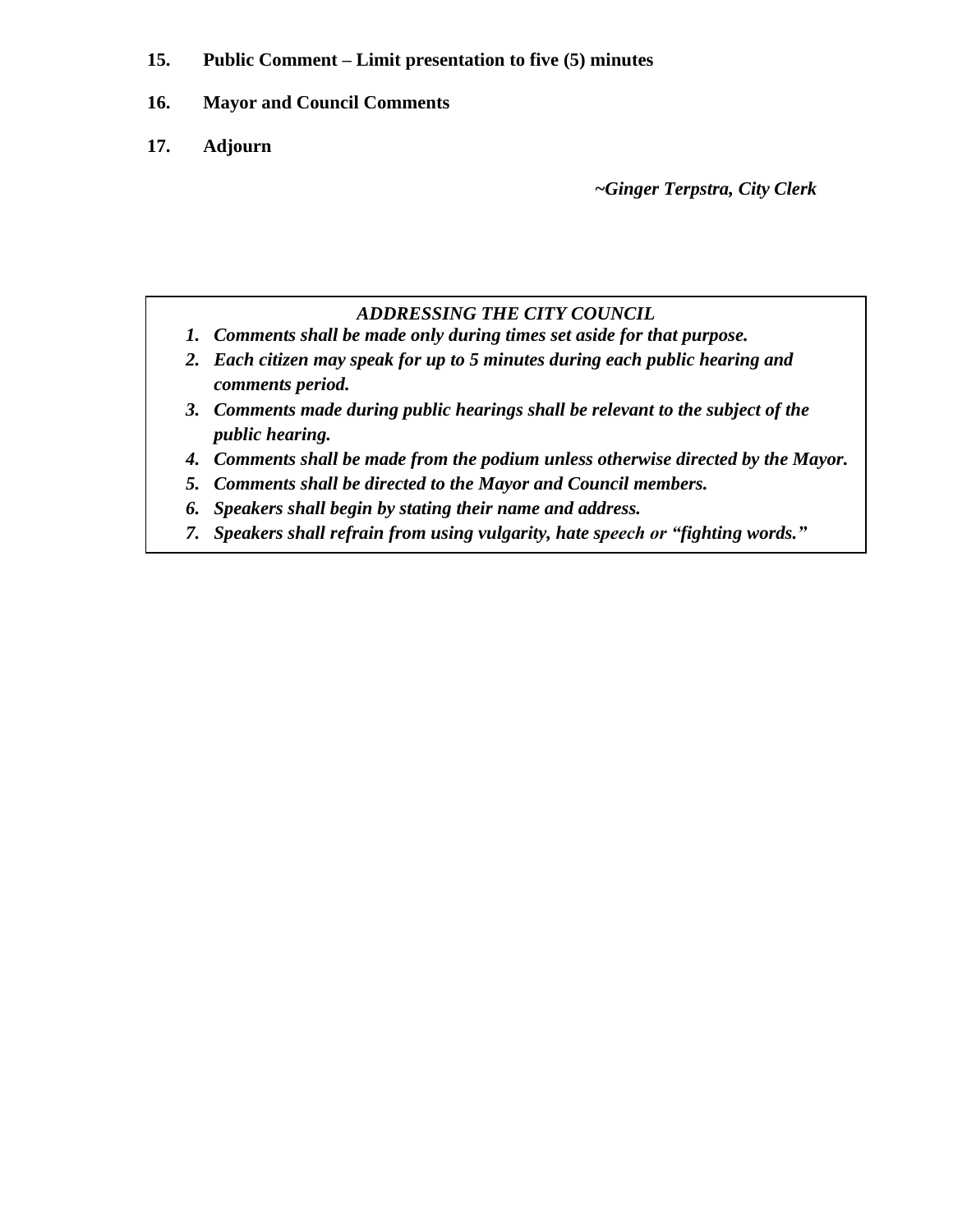**15. Public Comment – Limit presentation to five (5) minutes**

**16. Mayor and Council Comments**

**17. Adjourn**

***~Ginger Terpstra, City Clerk***

*ADDRESSING THE CITY COUNCIL*

1. ***Comments shall be made only during times set aside for that purpose.***
2. ***Each citizen may speak for up to 5 minutes during each public hearing and comments period.***
3. ***Comments made during public hearings shall be relevant to the subject of the public hearing.***
4. ***Comments shall be made from the podium unless otherwise directed by the Mayor.***
5. ***Comments shall be directed to the Mayor and Council members.***
6. ***Speakers shall begin by stating their name and address.***
7. ***Speakers shall refrain from using vulgarity, hate speech or "fighting words."***